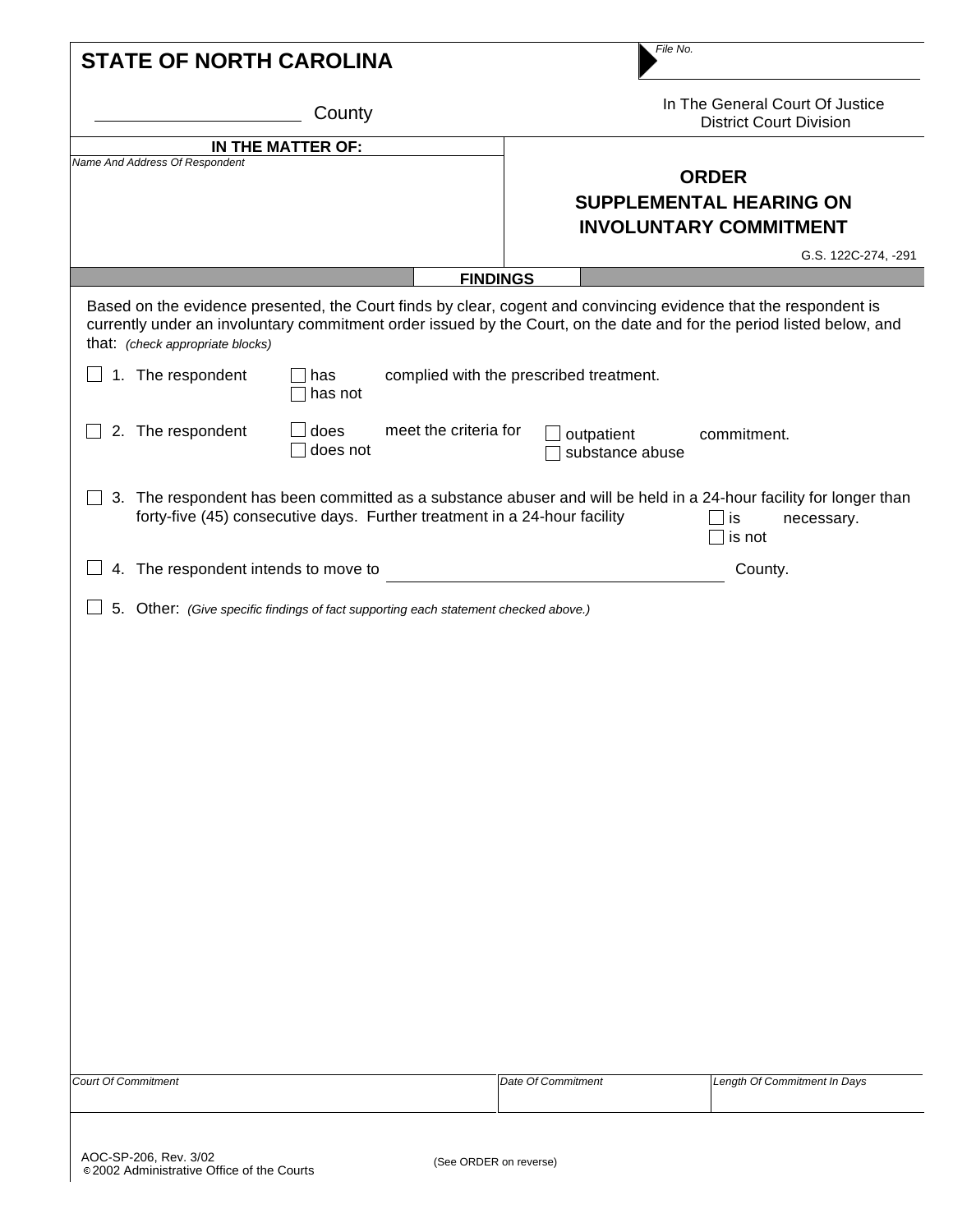**STATE OF NORTH CAROLINA**

File No. ____________________

____________________ County

In The General Court Of Justice
District Court Division

**IN THE MATTER OF:**

*Name And Address Of Respondent*

# ORDER
## SUPPLEMENTAL HEARING ON INVOLUNTARY COMMITMENT

G.S. 122C-274, -291

**FINDINGS**

Based on the evidence presented, the Court finds by clear, cogent and convincing evidence that the respondent is currently under an involuntary commitment order issued by the Court, on the date and for the period listed below, and that: *(check appropriate blocks)*

☐ 1. The respondent ☐ has ☐ has not complied with the prescribed treatment.

☐ 2. The respondent ☐ does ☐ does not meet the criteria for ☐ outpatient ☐ substance abuse commitment.

☐ 3. The respondent has been committed as a substance abuser and will be held in a 24-hour facility for longer than forty-five (45) consecutive days. Further treatment in a 24-hour facility ☐ is ☐ is not necessary.

☐ 4. The respondent intends to move to ______________________________ County.

☐ 5. Other: *(Give specific findings of fact supporting each statement checked above.)*

| *Court Of Commitment* | *Date Of Commitment* | *Length Of Commitment In Days* |
|---|---|---|
| | | |

AOC-SP-206, Rev. 3/02
© 2002 Administrative Office of the Courts

(See ORDER on reverse)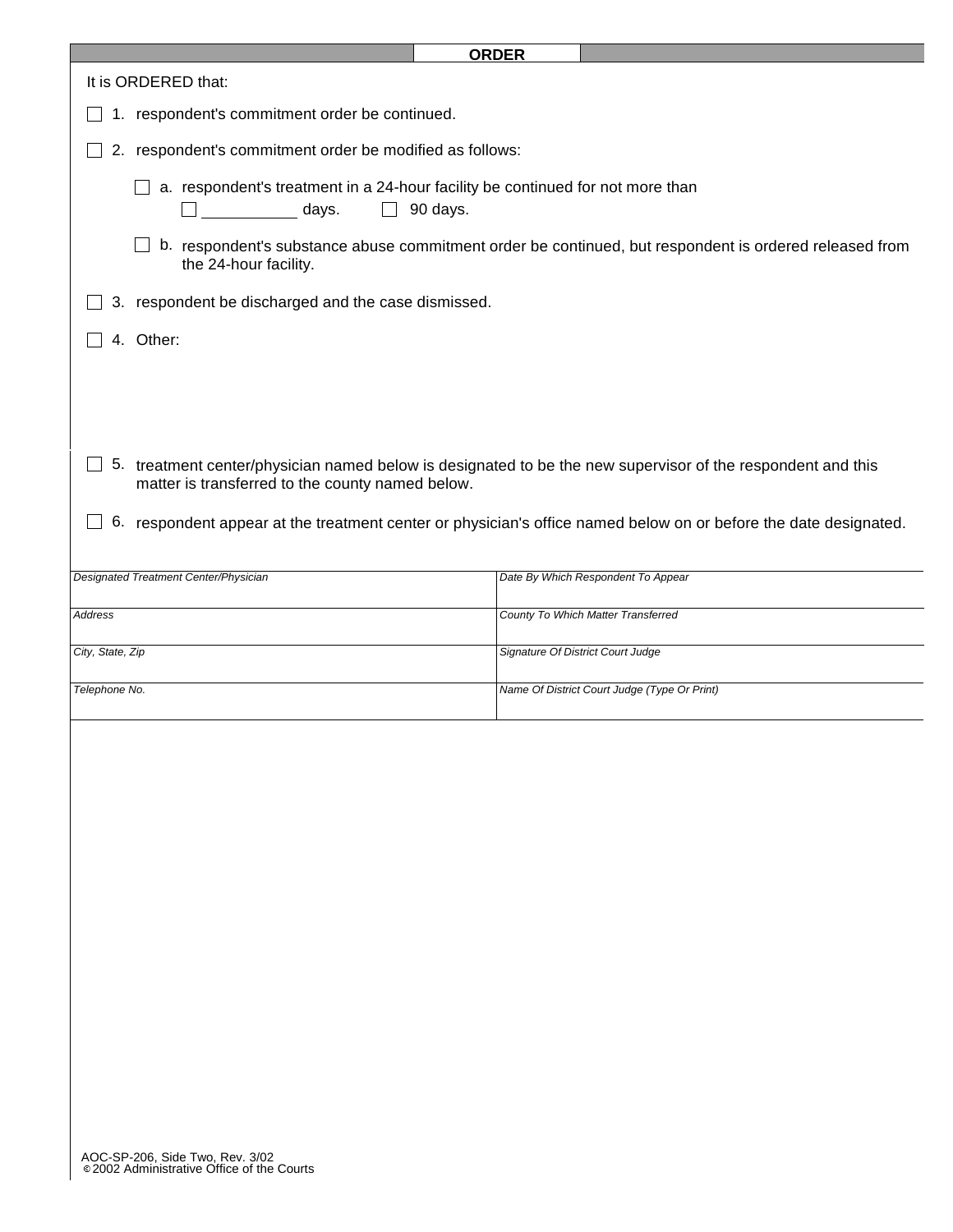## ORDER

It is ORDERED that:

☐ 1. respondent's commitment order be continued.

☐ 2. respondent's commitment order be modified as follows:

☐ a. respondent's treatment in a 24-hour facility be continued for not more than
☐ ___________ days. ☐ 90 days.

☐ b. respondent's substance abuse commitment order be continued, but respondent is ordered released from the 24-hour facility.

☐ 3. respondent be discharged and the case dismissed.

☐ 4. Other:

☐ 5. treatment center/physician named below is designated to be the new supervisor of the respondent and this matter is transferred to the county named below.

☐ 6. respondent appear at the treatment center or physician's office named below on or before the date designated.

| | |
|---|---|
| *Designated Treatment Center/Physician* | *Date By Which Respondent To Appear* |
| *Address* | *County To Which Matter Transferred* |
| *City, State, Zip* | *Signature Of District Court Judge* |
| *Telephone No.* | *Name Of District Court Judge (Type Or Print)* |

AOC-SP-206, Side Two, Rev. 3/02
© 2002 Administrative Office of the Courts